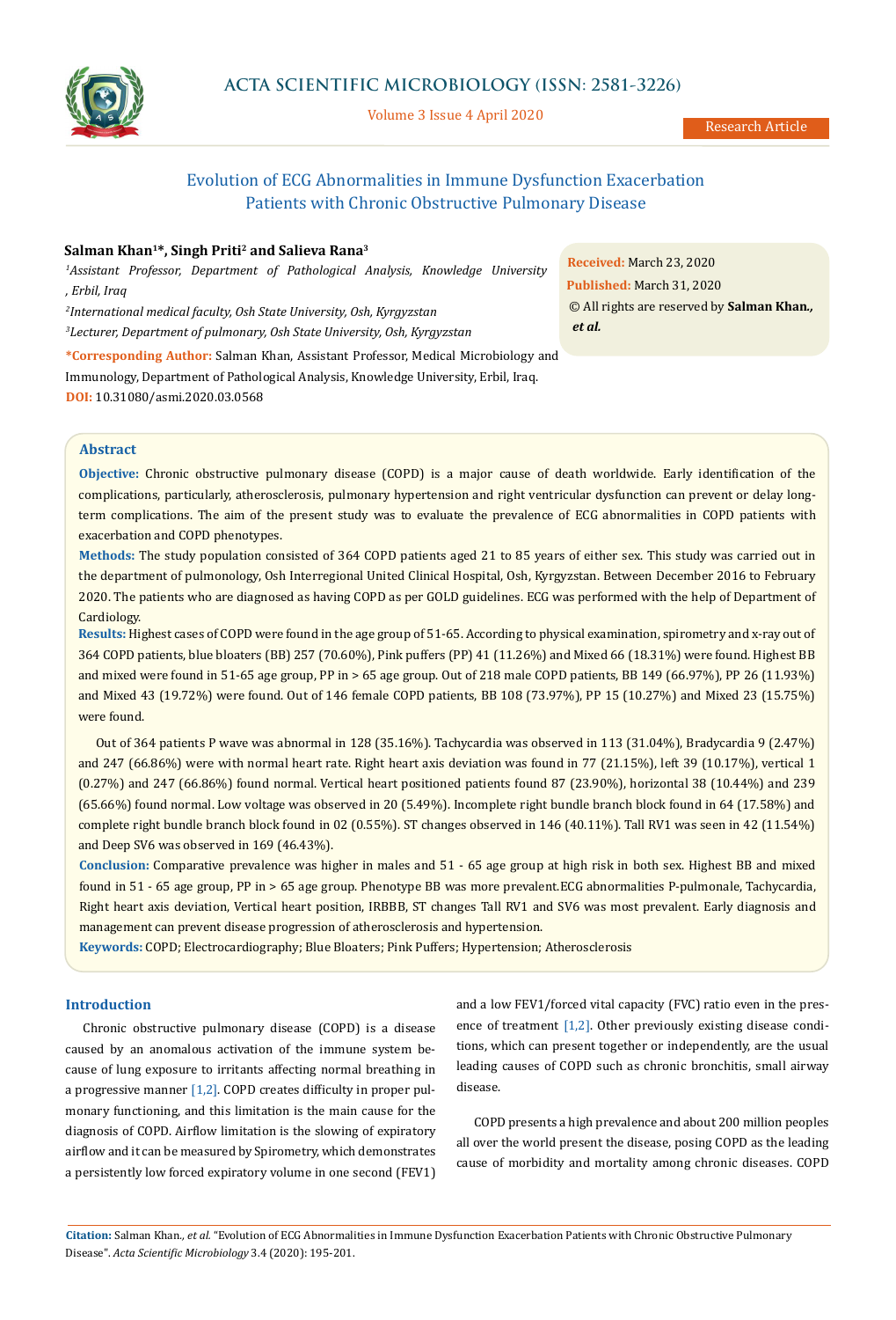# Evolution of ECG Abnormalities in Immune Dysfunction Exacerbation Patients with Chronic Obstructive Pulmonary Disease

**Salman Khan[1]*, Singh Priti[2] and Salieva Rana[3]**

[1]*Assistant Professor, Department of Pathological Analysis, Knowledge University, Erbil, Iraq*

[2]*International medical faculty, Osh State University, Osh, Kyrgyzstan*

[3]*Lecturer, Department of pulmonary, Osh State University, Osh, Kyrgyzstan*

***Corresponding Author:** Salman Khan, Assistant Professor, Medical Microbiology and Immunology, Department of Pathological Analysis, Knowledge University, Erbil, Iraq.

**DOI:** 10.31080/asmi.2020.03.0568

**Received:** March 23, 2020

**Published:** March 31, 2020

© All rights are reserved by **Salman Khan., *et al.***

## Abstract

**Objective:** Chronic obstructive pulmonary disease (COPD) is a major cause of death worldwide. Early identification of the complications, particularly, atherosclerosis, pulmonary hypertension and right ventricular dysfunction can prevent or delay long-term complications. The aim of the present study was to evaluate the prevalence of ECG abnormalities in COPD patients with exacerbation and COPD phenotypes.

**Methods:** The study population consisted of 364 COPD patients aged 21 to 85 years of either sex. This study was carried out in the department of pulmonology, Osh Interregional United Clinical Hospital, Osh, Kyrgyzstan. Between December 2016 to February 2020. The patients who are diagnosed as having COPD as per GOLD guidelines. ECG was performed with the help of Department of Cardiology.

**Results:** Highest cases of COPD were found in the age group of 51-65. According to physical examination, spirometry and x-ray out of 364 COPD patients, blue bloaters (BB) 257 (70.60%), Pink puffers (PP) 41 (11.26%) and Mixed 66 (18.31%) were found. Highest BB and mixed were found in 51-65 age group, PP in > 65 age group. Out of 218 male COPD patients, BB 149 (66.97%), PP 26 (11.93%) and Mixed 43 (19.72%) were found. Out of 146 female COPD patients, BB 108 (73.97%), PP 15 (10.27%) and Mixed 23 (15.75%) were found.

Out of 364 patients P wave was abnormal in 128 (35.16%). Tachycardia was observed in 113 (31.04%), Bradycardia 9 (2.47%) and 247 (66.86%) were with normal heart rate. Right heart axis deviation was found in 77 (21.15%), left 39 (10.17%), vertical 1 (0.27%) and 247 (66.86%) found normal. Vertical heart positioned patients found 87 (23.90%), horizontal 38 (10.44%) and 239 (65.66%) found normal. Low voltage was observed in 20 (5.49%). Incomplete right bundle branch block found in 64 (17.58%) and complete right bundle branch block found in 02 (0.55%). ST changes observed in 146 (40.11%). Tall RV1 was seen in 42 (11.54%) and Deep SV6 was observed in 169 (46.43%).

**Conclusion:** Comparative prevalence was higher in males and 51 - 65 age group at high risk in both sex. Highest BB and mixed found in 51 - 65 age group, PP in > 65 age group. Phenotype BB was more prevalent.ECG abnormalities P-pulmonale, Tachycardia, Right heart axis deviation, Vertical heart position, IRBBB, ST changes Tall RV1 and SV6 was most prevalent. Early diagnosis and management can prevent disease progression of atherosclerosis and hypertension.

**Keywords:** COPD; Electrocardiography; Blue Bloaters; Pink Puffers; Hypertension; Atherosclerosis

## Introduction

Chronic obstructive pulmonary disease (COPD) is a disease caused by an anomalous activation of the immune system because of lung exposure to irritants affecting normal breathing in a progressive manner [1,2]. COPD creates difficulty in proper pulmonary functioning, and this limitation is the main cause for the diagnosis of COPD. Airflow limitation is the slowing of expiratory airflow and it can be measured by Spirometry, which demonstrates a persistently low forced expiratory volume in one second (FEV1) and a low FEV1/forced vital capacity (FVC) ratio even in the presence of treatment [1,2]. Other previously existing disease conditions, which can present together or independently, are the usual leading causes of COPD such as chronic bronchitis, small airway disease.

COPD presents a high prevalence and about 200 million peoples all over the world present the disease, posing COPD as the leading cause of morbidity and mortality among chronic diseases. COPD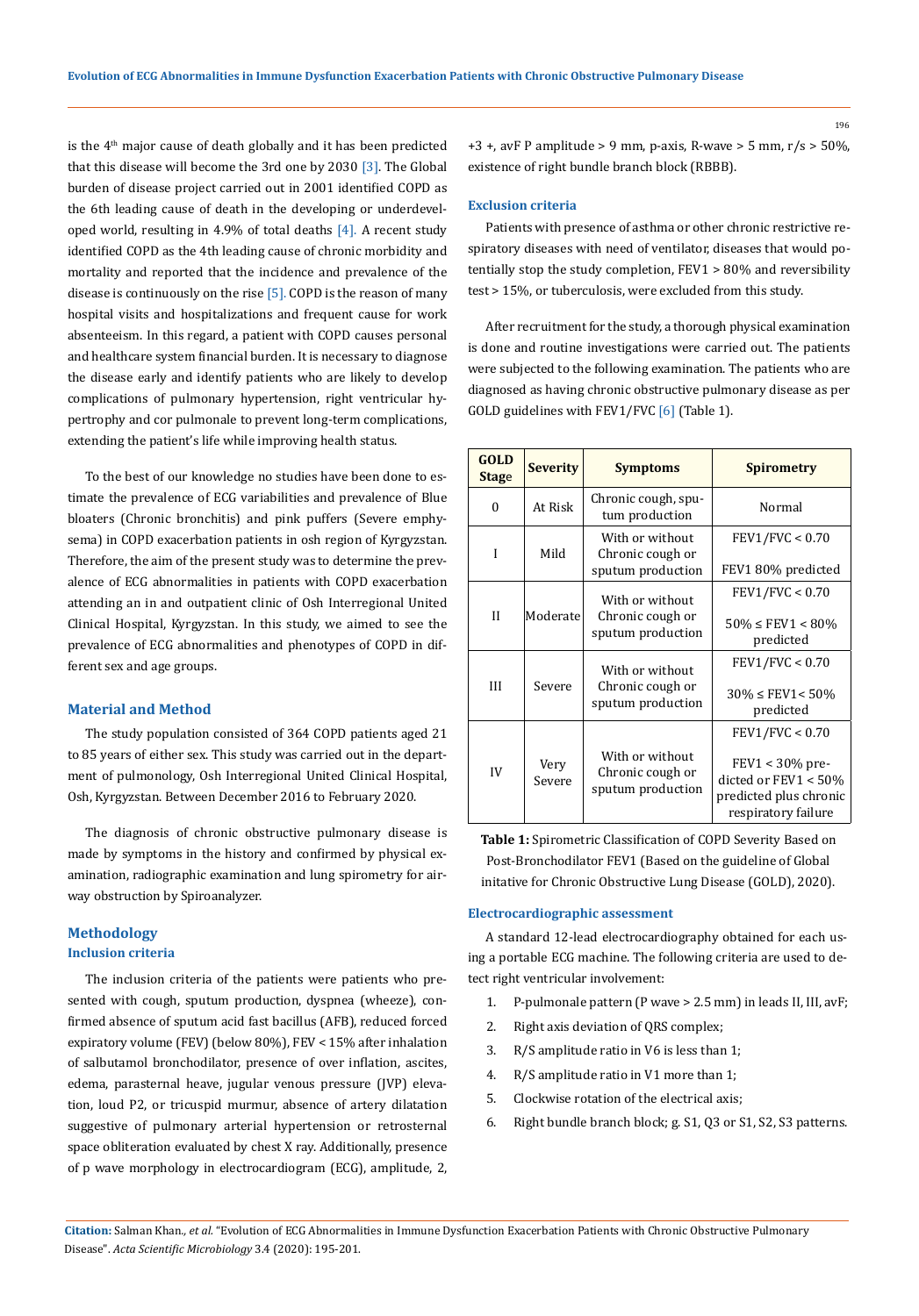is the 4th major cause of death globally and it has been predicted that this disease will become the 3rd one by 2030 [3]. The Global burden of disease project carried out in 2001 identified COPD as the 6th leading cause of death in the developing or underdeveloped world, resulting in 4.9% of total deaths [4]. A recent study identified COPD as the 4th leading cause of chronic morbidity and mortality and reported that the incidence and prevalence of the disease is continuously on the rise [5]. COPD is the reason of many hospital visits and hospitalizations and frequent cause for work absenteeism. In this regard, a patient with COPD causes personal and healthcare system financial burden. It is necessary to diagnose the disease early and identify patients who are likely to develop complications of pulmonary hypertension, right ventricular hypertrophy and cor pulmonale to prevent long-term complications, extending the patient's life while improving health status.

To the best of our knowledge no studies have been done to estimate the prevalence of ECG variabilities and prevalence of Blue bloaters (Chronic bronchitis) and pink puffers (Severe emphysema) in COPD exacerbation patients in osh region of Kyrgyzstan. Therefore, the aim of the present study was to determine the prevalence of ECG abnormalities in patients with COPD exacerbation attending an in and outpatient clinic of Osh Interregional United Clinical Hospital, Kyrgyzstan. In this study, we aimed to see the prevalence of ECG abnormalities and phenotypes of COPD in different sex and age groups.

## Material and Method

The study population consisted of 364 COPD patients aged 21 to 85 years of either sex. This study was carried out in the department of pulmonology, Osh Interregional United Clinical Hospital, Osh, Kyrgyzstan. Between December 2016 to February 2020.

The diagnosis of chronic obstructive pulmonary disease is made by symptoms in the history and confirmed by physical examination, radiographic examination and lung spirometry for airway obstruction by Spiroanalyzer.

## Methodology

### Inclusion criteria

The inclusion criteria of the patients were patients who presented with cough, sputum production, dyspnea (wheeze), confirmed absence of sputum acid fast bacillus (AFB), reduced forced expiratory volume (FEV) (below 80%), FEV < 15% after inhalation of salbutamol bronchodilator, presence of over inflation, ascites, edema, parasternal heave, jugular venous pressure (JVP) elevation, loud P2, or tricuspid murmur, absence of artery dilatation suggestive of pulmonary arterial hypertension or retrosternal space obliteration evaluated by chest X ray. Additionally, presence of p wave morphology in electrocardiogram (ECG), amplitude, 2, +3 +, avF P amplitude > 9 mm, p-axis, R-wave > 5 mm, r/s > 50%, existence of right bundle branch block (RBBB).

### Exclusion criteria

Patients with presence of asthma or other chronic restrictive respiratory diseases with need of ventilator, diseases that would potentially stop the study completion, FEV1 > 80% and reversibility test > 15%, or tuberculosis, were excluded from this study.

After recruitment for the study, a thorough physical examination is done and routine investigations were carried out. The patients were subjected to the following examination. The patients who are diagnosed as having chronic obstructive pulmonary disease as per GOLD guidelines with FEV1/FVC [6] (Table 1).

| GOLD Stage | Severity | Symptoms | Spirometry |
|---|---|---|---|
| 0 | At Risk | Chronic cough, sputum production | Normal |
| I | Mild | With or without Chronic cough or sputum production | FEV1/FVC < 0.70<br>FEV1 80% predicted |
| II | Moderate | With or without Chronic cough or sputum production | FEV1/FVC < 0.70<br>50% ≤ FEV1 < 80% predicted |
| III | Severe | With or without Chronic cough or sputum production | FEV1/FVC < 0.70<br>30% ≤ FEV1< 50% predicted |
| IV | Very Severe | With or without Chronic cough or sputum production | FEV1/FVC < 0.70<br>FEV1 < 30% predicted or FEV1 < 50% predicted plus chronic respiratory failure |

**Table 1:** Spirometric Classification of COPD Severity Based on Post-Bronchodilator FEV1 (Based on the guideline of Global initative for Chronic Obstructive Lung Disease (GOLD), 2020).

### Electrocardiographic assessment

A standard 12-lead electrocardiography obtained for each using a portable ECG machine. The following criteria are used to detect right ventricular involvement:

1. P-pulmonale pattern (P wave > 2.5 mm) in leads II, III, avF;
2. Right axis deviation of QRS complex;
3. R/S amplitude ratio in V6 is less than 1;
4. R/S amplitude ratio in V1 more than 1;
5. Clockwise rotation of the electrical axis;
6. Right bundle branch block; g. S1, Q3 or S1, S2, S3 patterns.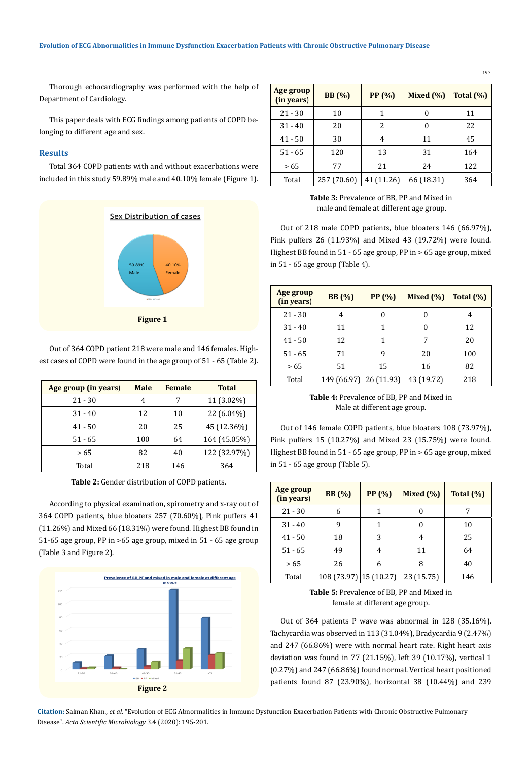Thorough echocardiography was performed with the help of Department of Cardiology.

This paper deals with ECG findings among patients of COPD belonging to different age and sex.

## Results

Total 364 COPD patients with and without exacerbations were included in this study 59.89% male and 40.10% female (Figure 1).

Figure 1

Out of 364 COPD patient 218 were male and 146 females. Highest cases of COPD were found in the age group of 51 - 65 (Table 2).

| Age group (in years) | Male | Female | Total |
|---|---|---|---|
| 21 - 30 | 4 | 7 | 11 (3.02%) |
| 31 - 40 | 12 | 10 | 22 (6.04%) |
| 41 - 50 | 20 | 25 | 45 (12.36%) |
| 51 - 65 | 100 | 64 | 164 (45.05%) |
| > 65 | 82 | 40 | 122 (32.97%) |
| Total | 218 | 146 | 364 |

**Table 2:** Gender distribution of COPD patients.

According to physical examination, spirometry and x-ray out of 364 COPD patients, blue bloaters 257 (70.60%), Pink puffers 41 (11.26%) and Mixed 66 (18.31%) were found. Highest BB found in 51-65 age group, PP in >65 age group, mixed in 51 - 65 age group (Table 3 and Figure 2).

Figure 2

| Age group (in years) | BB (%) | PP (%) | Mixed (%) | Total (%) |
|---|---|---|---|---|
| 21 - 30 | 10 | 1 | 0 | 11 |
| 31 - 40 | 20 | 2 | 0 | 22 |
| 41 - 50 | 30 | 4 | 11 | 45 |
| 51 - 65 | 120 | 13 | 31 | 164 |
| > 65 | 77 | 21 | 24 | 122 |
| Total | 257 (70.60) | 41 (11.26) | 66 (18.31) | 364 |

**Table 3:** Prevalence of BB, PP and Mixed in male and female at different age group.

Out of 218 male COPD patients, blue bloaters 146 (66.97%), Pink puffers 26 (11.93%) and Mixed 43 (19.72%) were found. Highest BB found in 51 - 65 age group, PP in > 65 age group, mixed in 51 - 65 age group (Table 4).

| Age group (in years) | BB (%) | PP (%) | Mixed (%) | Total (%) |
|---|---|---|---|---|
| 21 - 30 | 4 | 0 | 0 | 4 |
| 31 - 40 | 11 | 1 | 0 | 12 |
| 41 - 50 | 12 | 1 | 7 | 20 |
| 51 - 65 | 71 | 9 | 20 | 100 |
| > 65 | 51 | 15 | 16 | 82 |
| Total | 149 (66.97) | 26 (11.93) | 43 (19.72) | 218 |

**Table 4:** Prevalence of BB, PP and Mixed in Male at different age group.

Out of 146 female COPD patients, blue bloaters 108 (73.97%), Pink puffers 15 (10.27%) and Mixed 23 (15.75%) were found. Highest BB found in 51 - 65 age group, PP in > 65 age group, mixed in 51 - 65 age group (Table 5).

| Age group (in years) | BB (%) | PP (%) | Mixed (%) | Total (%) |
|---|---|---|---|---|
| 21 - 30 | 6 | 1 | 0 | 7 |
| 31 - 40 | 9 | 1 | 0 | 10 |
| 41 - 50 | 18 | 3 | 4 | 25 |
| 51 - 65 | 49 | 4 | 11 | 64 |
| > 65 | 26 | 6 | 8 | 40 |
| Total | 108 (73.97) | 15 (10.27) | 23 (15.75) | 146 |

**Table 5:** Prevalence of BB, PP and Mixed in female at different age group.

Out of 364 patients P wave was abnormal in 128 (35.16%). Tachycardia was observed in 113 (31.04%), Bradycardia 9 (2.47%) and 247 (66.86%) were with normal heart rate. Right heart axis deviation was found in 77 (21.15%), left 39 (10.17%), vertical 1 (0.27%) and 247 (66.86%) found normal. Vertical heart positioned patients found 87 (23.90%), horizontal 38 (10.44%) and 239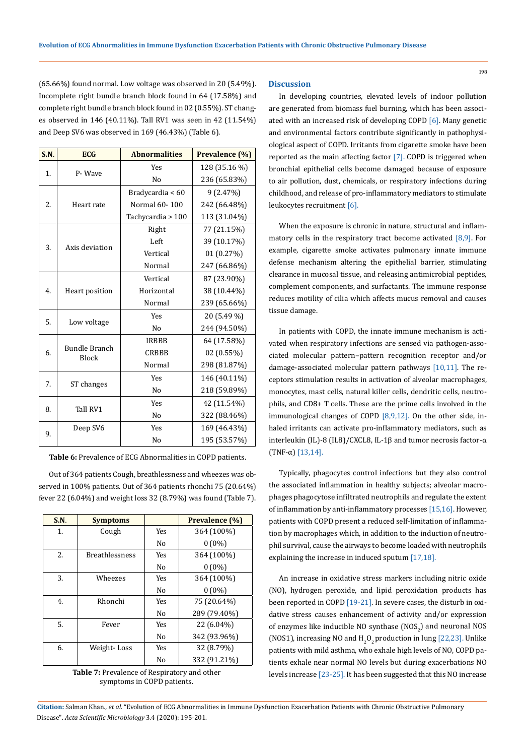(65.66%) found normal. Low voltage was observed in 20 (5.49%). Incomplete right bundle branch block found in 64 (17.58%) and complete right bundle branch block found in 02 (0.55%). ST changes observed in 146 (40.11%). Tall RV1 was seen in 42 (11.54%) and Deep SV6 was observed in 169 (46.43%) (Table 6).

| S.N. | ECG | Abnormalities | Prevalence (%) |
|---|---|---|---|
| 1. | P- Wave | Yes | 128 (35.16 %) |
| | | No | 236 (65.83%) |
| 2. | Heart rate | Bradycardia < 60 | 9 (2.47%) |
| | | Normal 60- 100 | 242 (66.48%) |
| | | Tachycardia > 100 | 113 (31.04%) |
| 3. | Axis deviation | Right | 77 (21.15%) |
| | | Left | 39 (10.17%) |
| | | Vertical | 01 (0.27%) |
| | | Normal | 247 (66.86%) |
| 4. | Heart position | Vertical | 87 (23.90%) |
| | | Horizontal | 38 (10.44%) |
| | | Normal | 239 (65.66%) |
| 5. | Low voltage | Yes | 20 (5.49 %) |
| | | No | 244 (94.50%) |
| 6. | Bundle Branch Block | IRBBB | 64 (17.58%) |
| | | CRBBB | 02 (0.55%) |
| | | Normal | 298 (81.87%) |
| 7. | ST changes | Yes | 146 (40.11%) |
| | | No | 218 (59.89%) |
| 8. | Tall RV1 | Yes | 42 (11.54%) |
| | | No | 322 (88.46%) |
| 9. | Deep SV6 | Yes | 169 (46.43%) |
| | | No | 195 (53.57%) |

**Table 6:** Prevalence of ECG Abnormalities in COPD patients.

Out of 364 patients Cough, breathlessness and wheezes was observed in 100% patients. Out of 364 patients rhonchi 75 (20.64%) fever 22 (6.04%) and weight loss 32 (8.79%) was found (Table 7).

| S.N. | Symptoms | | Prevalence (%) |
|---|---|---|---|
| 1. | Cough | Yes | 364 (100%) |
| | | No | 0 (0%) |
| 2. | Breathlessness | Yes | 364 (100%) |
| | | No | 0 (0%) |
| 3. | Wheezes | Yes | 364 (100%) |
| | | No | 0 (0%) |
| 4. | Rhonchi | Yes | 75 (20.64%) |
| | | No | 289 (79.40%) |
| 5. | Fever | Yes | 22 (6.04%) |
| | | No | 342 (93.96%) |
| 6. | Weight- Loss | Yes | 32 (8.79%) |
| | | No | 332 (91.21%) |

**Table 7:** Prevalence of Respiratory and other symptoms in COPD patients.

## Discussion

In developing countries, elevated levels of indoor pollution are generated from biomass fuel burning, which has been associated with an increased risk of developing COPD [6]. Many genetic and environmental factors contribute significantly in pathophysiological aspect of COPD. Irritants from cigarette smoke have been reported as the main affecting factor [7]. COPD is triggered when bronchial epithelial cells become damaged because of exposure to air pollution, dust, chemicals, or respiratory infections during childhood, and release of pro-inflammatory mediators to stimulate leukocytes recruitment [6].

When the exposure is chronic in nature, structural and inflammatory cells in the respiratory tract become activated [8,9]. For example, cigarette smoke activates pulmonary innate immune defense mechanism altering the epithelial barrier, stimulating clearance in mucosal tissue, and releasing antimicrobial peptides, complement components, and surfactants. The immune response reduces motility of cilia which affects mucus removal and causes tissue damage.

In patients with COPD, the innate immune mechanism is activated when respiratory infections are sensed via pathogen-associated molecular pattern–pattern recognition receptor and/or damage-associated molecular pattern pathways [10,11]. The receptors stimulation results in activation of alveolar macrophages, monocytes, mast cells, natural killer cells, dendritic cells, neutrophils, and CD8+ T cells. These are the prime cells involved in the immunological changes of COPD [8,9,12]. On the other side, inhaled irritants can activate pro-inflammatory mediators, such as interleukin (IL)-8 (IL8)/CXCL8, IL-1β and tumor necrosis factor-α (TNF-α) [13,14].

Typically, phagocytes control infections but they also control the associated inflammation in healthy subjects; alveolar macrophages phagocytose infiltrated neutrophils and regulate the extent of inflammation by anti-inflammatory processes [15,16]. However, patients with COPD present a reduced self-limitation of inflammation by macrophages which, in addition to the induction of neutrophil survival, cause the airways to become loaded with neutrophils explaining the increase in induced sputum [17,18].

An increase in oxidative stress markers including nitric oxide (NO), hydrogen peroxide, and lipid peroxidation products has been reported in COPD [19-21]. In severe cases, the disturb in oxidative stress causes enhancement of activity and/or expression of enzymes like inducible NO synthase ($NOS_2$) and neuronal NOS (NOS1), increasing NO and $H_2O_2$ production in lung [22,23]. Unlike patients with mild asthma, who exhale high levels of NO, COPD patients exhale near normal NO levels but during exacerbations NO levels increase [23-25]. It has been suggested that this NO increase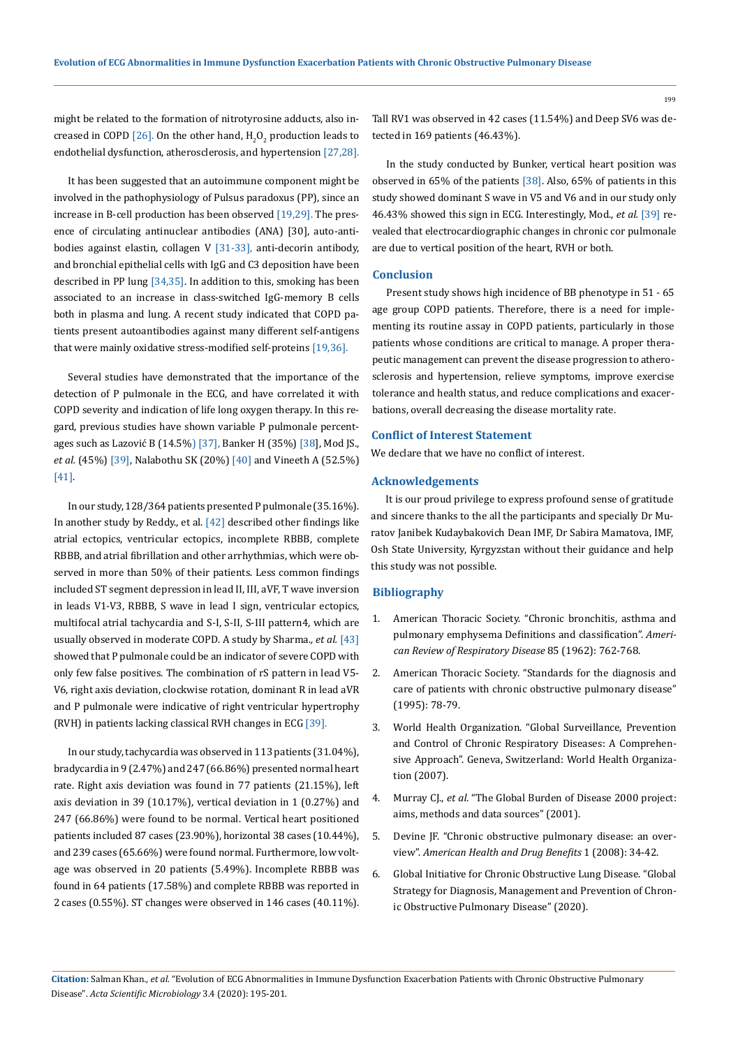might be related to the formation of nitrotyrosine adducts, also increased in COPD [26]. On the other hand, $H_2O_2$ production leads to endothelial dysfunction, atherosclerosis, and hypertension [27,28].

It has been suggested that an autoimmune component might be involved in the pathophysiology of Pulsus paradoxus (PP), since an increase in B-cell production has been observed [19,29]. The presence of circulating antinuclear antibodies (ANA) [30], auto-antibodies against elastin, collagen V [31-33], anti-decorin antibody, and bronchial epithelial cells with IgG and C3 deposition have been described in PP lung [34,35]. In addition to this, smoking has been associated to an increase in class-switched IgG-memory B cells both in plasma and lung. A recent study indicated that COPD patients present autoantibodies against many different self-antigens that were mainly oxidative stress-modified self-proteins [19,36].

Several studies have demonstrated that the importance of the detection of P pulmonale in the ECG, and have correlated it with COPD severity and indication of life long oxygen therapy. In this regard, previous studies have shown variable P pulmonale percentages such as Lazović B (14.5%) [37], Banker H (35%) [38], Mod JS., *et al.* (45%) [39], Nalabothu SK (20%) [40] and Vineeth A (52.5%) [41].

In our study, 128/364 patients presented P pulmonale (35.16%). In another study by Reddy., et al. [42] described other findings like atrial ectopics, ventricular ectopics, incomplete RBBB, complete RBBB, and atrial fibrillation and other arrhythmias, which were observed in more than 50% of their patients. Less common findings included ST segment depression in lead II, III, aVF, T wave inversion in leads V1-V3, RBBB, S wave in lead I sign, ventricular ectopics, multifocal atrial tachycardia and S-I, S-II, S-III pattern4, which are usually observed in moderate COPD. A study by Sharma., *et al.* [43] showed that P pulmonale could be an indicator of severe COPD with only few false positives. The combination of rS pattern in lead V5-V6, right axis deviation, clockwise rotation, dominant R in lead aVR and P pulmonale were indicative of right ventricular hypertrophy (RVH) in patients lacking classical RVH changes in ECG [39].

In our study, tachycardia was observed in 113 patients (31.04%), bradycardia in 9 (2.47%) and 247 (66.86%) presented normal heart rate. Right axis deviation was found in 77 patients (21.15%), left axis deviation in 39 (10.17%), vertical deviation in 1 (0.27%) and 247 (66.86%) were found to be normal. Vertical heart positioned patients included 87 cases (23.90%), horizontal 38 cases (10.44%), and 239 cases (65.66%) were found normal. Furthermore, low voltage was observed in 20 patients (5.49%). Incomplete RBBB was found in 64 patients (17.58%) and complete RBBB was reported in 2 cases (0.55%). ST changes were observed in 146 cases (40.11%). Tall RV1 was observed in 42 cases (11.54%) and Deep SV6 was detected in 169 patients (46.43%).

In the study conducted by Bunker, vertical heart position was observed in 65% of the patients [38]. Also, 65% of patients in this study showed dominant S wave in V5 and V6 and in our study only 46.43% showed this sign in ECG. Interestingly, Mod., *et al.* [39] revealed that electrocardiographic changes in chronic cor pulmonale are due to vertical position of the heart, RVH or both.

## Conclusion

Present study shows high incidence of BB phenotype in 51 - 65 age group COPD patients. Therefore, there is a need for implementing its routine assay in COPD patients, particularly in those patients whose conditions are critical to manage. A proper therapeutic management can prevent the disease progression to atherosclerosis and hypertension, relieve symptoms, improve exercise tolerance and health status, and reduce complications and exacerbations, overall decreasing the disease mortality rate.

## Conflict of Interest Statement

We declare that we have no conflict of interest.

## Acknowledgements

It is our proud privilege to express profound sense of gratitude and sincere thanks to the all the participants and specially Dr Muratov Janibek Kudaybakovich Dean IMF, Dr Sabira Mamatova, IMF, Osh State University, Kyrgyzstan without their guidance and help this study was not possible.

## Bibliography

1. American Thoracic Society. "Chronic bronchitis, asthma and pulmonary emphysema Definitions and classification". *American Review of Respiratory Disease* 85 (1962): 762-768.
2. American Thoracic Society. "Standards for the diagnosis and care of patients with chronic obstructive pulmonary disease" (1995): 78-79.
3. World Health Organization. "Global Surveillance, Prevention and Control of Chronic Respiratory Diseases: A Comprehensive Approach". Geneva, Switzerland: World Health Organization (2007).
4. Murray CJ., *et al.* "The Global Burden of Disease 2000 project: aims, methods and data sources" (2001).
5. Devine JF. "Chronic obstructive pulmonary disease: an overview". *American Health and Drug Benefits* 1 (2008): 34-42.
6. Global Initiative for Chronic Obstructive Lung Disease. "Global Strategy for Diagnosis, Management and Prevention of Chronic Obstructive Pulmonary Disease" (2020).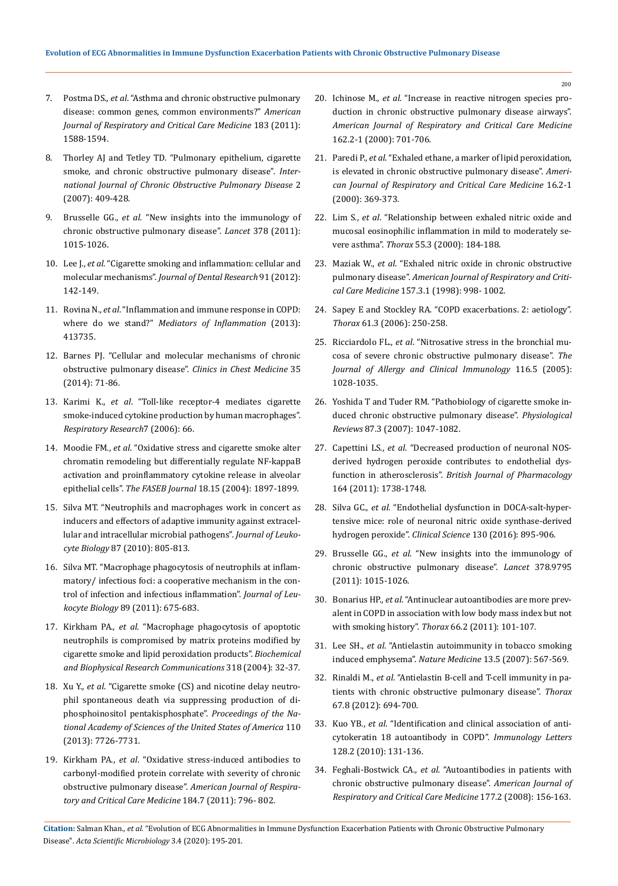7. Postma DS., *et al*. "Asthma and chronic obstructive pulmonary disease: common genes, common environments?" *American Journal of Respiratory and Critical Care Medicine* 183 (2011): 1588-1594.
8. Thorley AJ and Tetley TD. "Pulmonary epithelium, cigarette smoke, and chronic obstructive pulmonary disease". *International Journal of Chronic Obstructive Pulmonary Disease* 2 (2007): 409-428.
9. Brusselle GG., *et al.* "New insights into the immunology of chronic obstructive pulmonary disease". *Lancet* 378 (2011): 1015-1026.
10. Lee J., *et al*. "Cigarette smoking and inflammation: cellular and molecular mechanisms". *Journal of Dental Research* 91 (2012): 142-149.
11. Rovina N., *et al*. "Inflammation and immune response in COPD: where do we stand?" *Mediators of Inflammation* (2013): 413735.
12. Barnes PJ. "Cellular and molecular mechanisms of chronic obstructive pulmonary disease". *Clinics in Chest Medicine* 35 (2014): 71-86.
13. Karimi K., *et al*. "Toll-like receptor-4 mediates cigarette smoke-induced cytokine production by human macrophages". *Respiratory Research* 7 (2006): 66.
14. Moodie FM., *et al*. "Oxidative stress and cigarette smoke alter chromatin remodeling but differentially regulate NF-kappaB activation and proinflammatory cytokine release in alveolar epithelial cells". *The FASEB Journal* 18.15 (2004): 1897-1899.
15. Silva MT. "Neutrophils and macrophages work in concert as inducers and effectors of adaptive immunity against extracellular and intracellular microbial pathogens". *Journal of Leukocyte Biology* 87 (2010): 805-813.
16. Silva MT. "Macrophage phagocytosis of neutrophils at inflammatory/ infectious foci: a cooperative mechanism in the control of infection and infectious inflammation". *Journal of Leukocyte Biology* 89 (2011): 675-683.
17. Kirkham PA., *et al.* "Macrophage phagocytosis of apoptotic neutrophils is compromised by matrix proteins modified by cigarette smoke and lipid peroxidation products". *Biochemical and Biophysical Research Communications* 318 (2004): 32-37.
18. Xu Y., *et al*. "Cigarette smoke (CS) and nicotine delay neutrophil spontaneous death via suppressing production of diphosphoinositol pentakisphosphate". *Proceedings of the National Academy of Sciences of the United States of America* 110 (2013): 7726-7731.
19. Kirkham PA., *et al*. "Oxidative stress-induced antibodies to carbonyl-modified protein correlate with severity of chronic obstructive pulmonary disease". *American Journal of Respiratory and Critical Care Medicine* 184.7 (2011): 796- 802.
20. Ichinose M., *et al.* "Increase in reactive nitrogen species production in chronic obstructive pulmonary disease airways". *American Journal of Respiratory and Critical Care Medicine* 162.2-1 (2000): 701-706.
21. Paredi P., *et al.* "Exhaled ethane, a marker of lipid peroxidation, is elevated in chronic obstructive pulmonary disease". *American Journal of Respiratory and Critical Care Medicine* 16.2-1 (2000): 369-373.
22. Lim S., *et al*. "Relationship between exhaled nitric oxide and mucosal eosinophilic inflammation in mild to moderately severe asthma". *Thorax* 55.3 (2000): 184-188.
23. Maziak W., *et al.* "Exhaled nitric oxide in chronic obstructive pulmonary disease". *American Journal of Respiratory and Critical Care Medicine* 157.3.1 (1998): 998- 1002.
24. Sapey E and Stockley RA. "COPD exacerbations. 2: aetiology". *Thorax* 61.3 (2006): 250-258.
25. Ricciardolo FL., *et al*. "Nitrosative stress in the bronchial mucosa of severe chronic obstructive pulmonary disease". *The Journal of Allergy and Clinical Immunology* 116.5 (2005): 1028-1035.
26. Yoshida T and Tuder RM. "Pathobiology of cigarette smoke induced chronic obstructive pulmonary disease". *Physiological Reviews* 87.3 (2007): 1047-1082.
27. Capettini LS., *et al.* "Decreased production of neuronal NOS-derived hydrogen peroxide contributes to endothelial dysfunction in atherosclerosis". *British Journal of Pharmacology* 164 (2011): 1738-1748.
28. Silva GC., *et al.* "Endothelial dysfunction in DOCA-salt-hypertensive mice: role of neuronal nitric oxide synthase-derived hydrogen peroxide". *Clinical Science* 130 (2016): 895-906.
29. Brusselle GG., *et al.* "New insights into the immunology of chronic obstructive pulmonary disease". *Lancet* 378.9795 (2011): 1015-1026.
30. Bonarius HP., *et al*. "Antinuclear autoantibodies are more prevalent in COPD in association with low body mass index but not with smoking history". *Thorax* 66.2 (2011): 101-107.
31. Lee SH., *et al*. "Antielastin autoimmunity in tobacco smoking induced emphysema". *Nature Medicine* 13.5 (2007): 567-569.
32. Rinaldi M., *et al*. "Antielastin B-cell and T-cell immunity in patients with chronic obstructive pulmonary disease". *Thorax* 67.8 (2012): 694-700.
33. Kuo YB., *et al*. "Identification and clinical association of anticytokeratin 18 autoantibody in COPD". *Immunology Letters* 128.2 (2010): 131-136.
34. Feghali-Bostwick CA., *et al*. "Autoantibodies in patients with chronic obstructive pulmonary disease". *American Journal of Respiratory and Critical Care Medicine* 177.2 (2008): 156-163.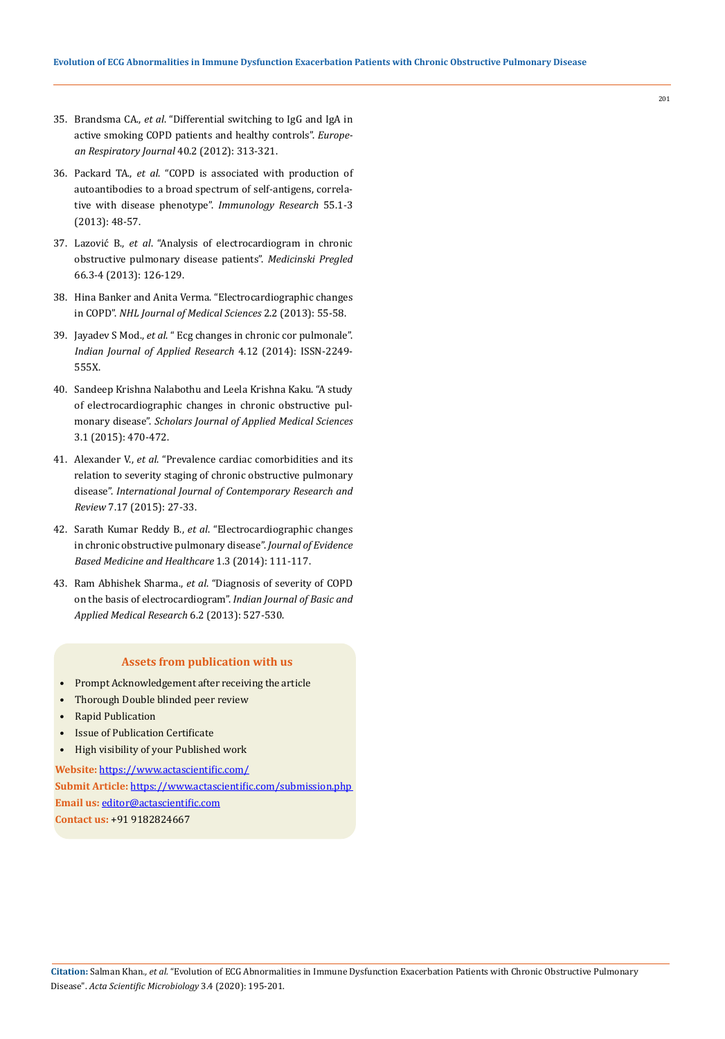35. Brandsma CA., *et al*. "Differential switching to IgG and IgA in active smoking COPD patients and healthy controls". *European Respiratory Journal* 40.2 (2012): 313-321.
36. Packard TA., *et al*. "COPD is associated with production of autoantibodies to a broad spectrum of self-antigens, correlative with disease phenotype". *Immunology Research* 55.1-3 (2013): 48-57.
37. Lazović B., *et al*. "Analysis of electrocardiogram in chronic obstructive pulmonary disease patients". *Medicinski Pregled* 66.3-4 (2013): 126-129.
38. Hina Banker and Anita Verma. "Electrocardiographic changes in COPD". *NHL Journal of Medical Sciences* 2.2 (2013): 55-58.
39. Jayadev S Mod., *et al*. " Ecg changes in chronic cor pulmonale". *Indian Journal of Applied Research* 4.12 (2014): ISSN-2249-555X.
40. Sandeep Krishna Nalabothu and Leela Krishna Kaku. "A study of electrocardiographic changes in chronic obstructive pulmonary disease". *Scholars Journal of Applied Medical Sciences* 3.1 (2015): 470-472.
41. Alexander V., *et al*. "Prevalence cardiac comorbidities and its relation to severity staging of chronic obstructive pulmonary disease". *International Journal of Contemporary Research and Review* 7.17 (2015): 27-33.
42. Sarath Kumar Reddy B., *et al*. "Electrocardiographic changes in chronic obstructive pulmonary disease". *Journal of Evidence Based Medicine and Healthcare* 1.3 (2014): 111-117.
43. Ram Abhishek Sharma., *et al*. "Diagnosis of severity of COPD on the basis of electrocardiogram". *Indian Journal of Basic and Applied Medical Research* 6.2 (2013): 527-530.

**Assets from publication with us**

- Prompt Acknowledgement after receiving the article
- Thorough Double blinded peer review
- Rapid Publication
- Issue of Publication Certificate
- High visibility of your Published work

**Website:** https://www.actascientific.com/
**Submit Article:** https://www.actascientific.com/submission.php
**Email us:** editor@actascientific.com
**Contact us:** +91 9182824667